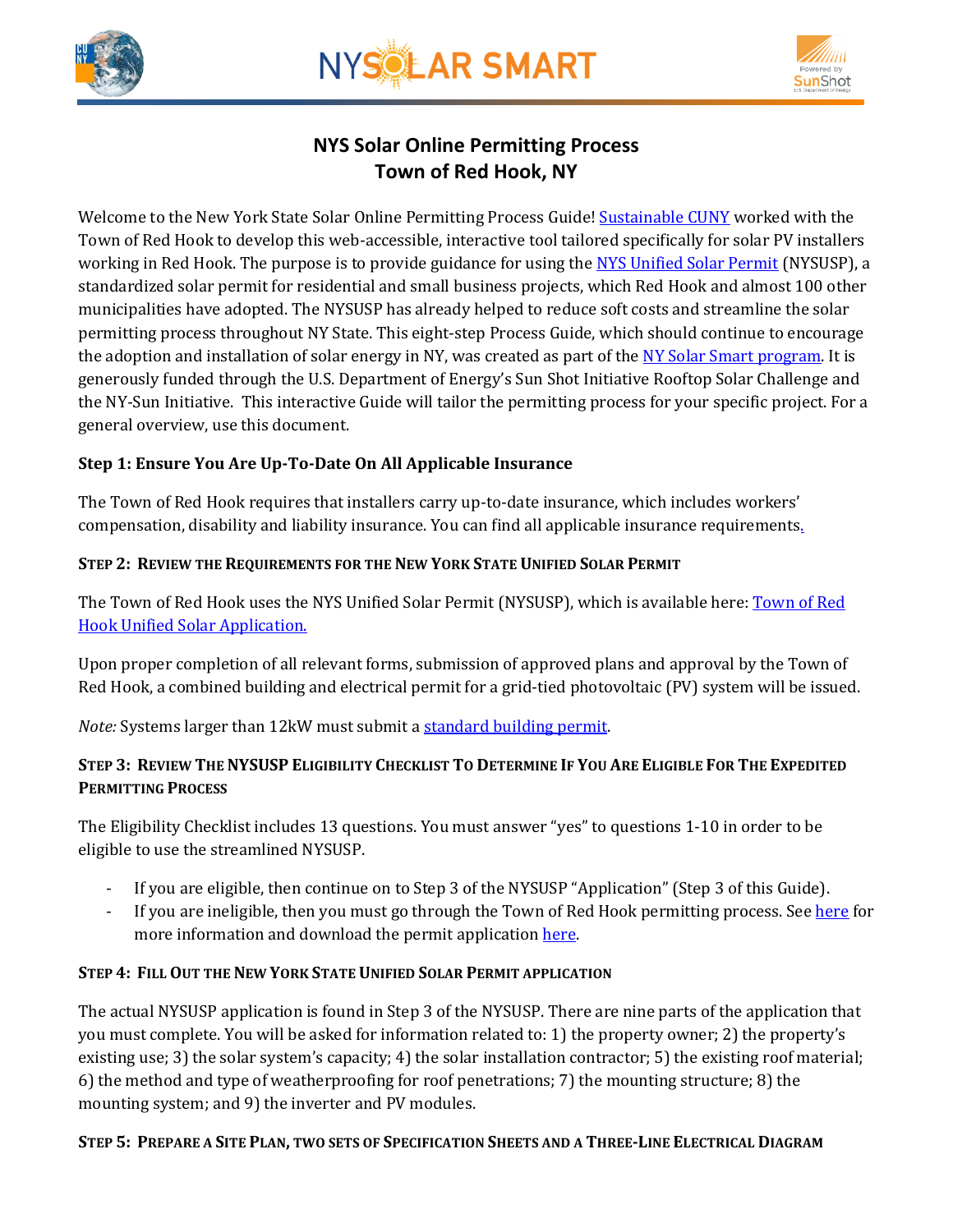# NYS Solar Online Permitting Process
## Town of Red Hook, NY

Welcome to the New York State Solar Online Permitting Process Guide! Sustainable CUNY worked with the Town of Red Hook to develop this web-accessible, interactive tool tailored specifically for solar PV installers working in Red Hook. The purpose is to provide guidance for using the NYS Unified Solar Permit (NYSUSP), a standardized solar permit for residential and small business projects, which Red Hook and almost 100 other municipalities have adopted. The NYSUSP has already helped to reduce soft costs and streamline the solar permitting process throughout NY State. This eight-step Process Guide, which should continue to encourage the adoption and installation of solar energy in NY, was created as part of the NY Solar Smart program. It is generously funded through the U.S. Department of Energy's Sun Shot Initiative Rooftop Solar Challenge and the NY-Sun Initiative. This interactive Guide will tailor the permitting process for your specific project. For a general overview, use this document.

### Step 1: Ensure You Are Up-To-Date On All Applicable Insurance

The Town of Red Hook requires that installers carry up-to-date insurance, which includes workers' compensation, disability and liability insurance. You can find all applicable insurance requirements.

### Step 2: Review the Requirements for the New York State Unified Solar Permit

The Town of Red Hook uses the NYS Unified Solar Permit (NYSUSP), which is available here: Town of Red Hook Unified Solar Application.

Upon proper completion of all relevant forms, submission of approved plans and approval by the Town of Red Hook, a combined building and electrical permit for a grid-tied photovoltaic (PV) system will be issued.

*Note:* Systems larger than 12kW must submit a standard building permit.

### Step 3: Review The NYSUSP Eligibility Checklist To Determine If You Are Eligible For The Expedited Permitting Process

The Eligibility Checklist includes 13 questions. You must answer "yes" to questions 1-10 in order to be eligible to use the streamlined NYSUSP.

- If you are eligible, then continue on to Step 3 of the NYSUSP "Application" (Step 3 of this Guide).
- If you are ineligible, then you must go through the Town of Red Hook permitting process. See here for more information and download the permit application here.

### Step 4: Fill Out the New York State Unified Solar Permit Application

The actual NYSUSP application is found in Step 3 of the NYSUSP. There are nine parts of the application that you must complete. You will be asked for information related to: 1) the property owner; 2) the property's existing use; 3) the solar system's capacity; 4) the solar installation contractor; 5) the existing roof material; 6) the method and type of weatherproofing for roof penetrations; 7) the mounting structure; 8) the mounting system; and 9) the inverter and PV modules.

### Step 5: Prepare a Site Plan, Two Sets of Specification Sheets and a Three-Line Electrical Diagram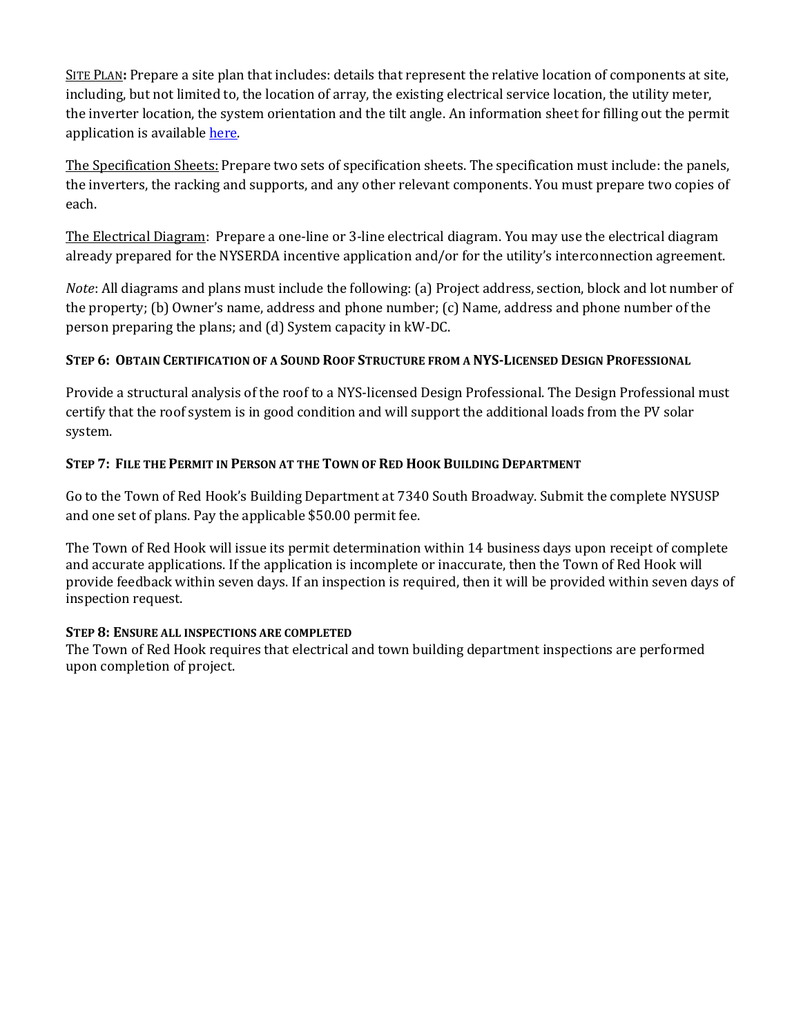SITE PLAN**:** Prepare a site plan that includes: details that represent the relative location of components at site, including, but not limited to, the location of array, the existing electrical service location, the utility meter, the inverter location, the system orientation and the tilt angle. An information sheet for filling out the permit application is available here.

The Specification Sheets: Prepare two sets of specification sheets. The specification must include: the panels, the inverters, the racking and supports, and any other relevant components. You must prepare two copies of each.

The Electrical Diagram: Prepare a one-line or 3-line electrical diagram. You may use the electrical diagram already prepared for the NYSERDA incentive application and/or for the utility's interconnection agreement.

*Note*: All diagrams and plans must include the following: (a) Project address, section, block and lot number of the property; (b) Owner's name, address and phone number; (c) Name, address and phone number of the person preparing the plans; and (d) System capacity in kW-DC.

**STEP 6: OBTAIN CERTIFICATION OF A SOUND ROOF STRUCTURE FROM A NYS-LICENSED DESIGN PROFESSIONAL**

Provide a structural analysis of the roof to a NYS-licensed Design Professional. The Design Professional must certify that the roof system is in good condition and will support the additional loads from the PV solar system.

**STEP 7: FILE THE PERMIT IN PERSON AT THE TOWN OF RED HOOK BUILDING DEPARTMENT**

Go to the Town of Red Hook's Building Department at 7340 South Broadway. Submit the complete NYSUSP and one set of plans. Pay the applicable $50.00 permit fee.

The Town of Red Hook will issue its permit determination within 14 business days upon receipt of complete and accurate applications. If the application is incomplete or inaccurate, then the Town of Red Hook will provide feedback within seven days. If an inspection is required, then it will be provided within seven days of inspection request.

**STEP 8: ENSURE ALL INSPECTIONS ARE COMPLETED**

The Town of Red Hook requires that electrical and town building department inspections are performed upon completion of project.